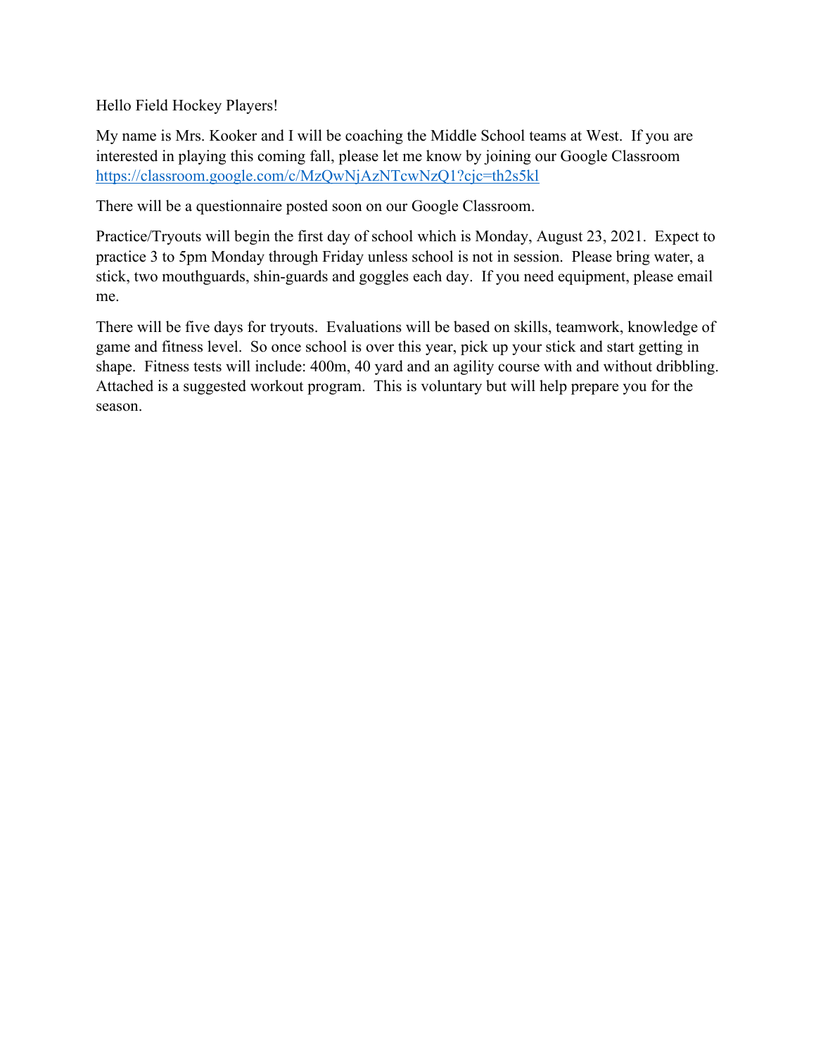Hello Field Hockey Players!

My name is Mrs. Kooker and I will be coaching the Middle School teams at West. If you are interested in playing this coming fall, please let me know by joining our Google Classroom https://classroom.google.com/c/MzQwNjAzNTcwNzQ1?cjc=th2s5kl

There will be a questionnaire posted soon on our Google Classroom.

Practice/Tryouts will begin the first day of school which is Monday, August 23, 2021. Expect to practice 3 to 5pm Monday through Friday unless school is not in session. Please bring water, a stick, two mouthguards, shin-guards and goggles each day. If you need equipment, please email me.

There will be five days for tryouts. Evaluations will be based on skills, teamwork, knowledge of game and fitness level. So once school is over this year, pick up your stick and start getting in shape. Fitness tests will include: 400m, 40 yard and an agility course with and without dribbling. Attached is a suggested workout program. This is voluntary but will help prepare you for the season.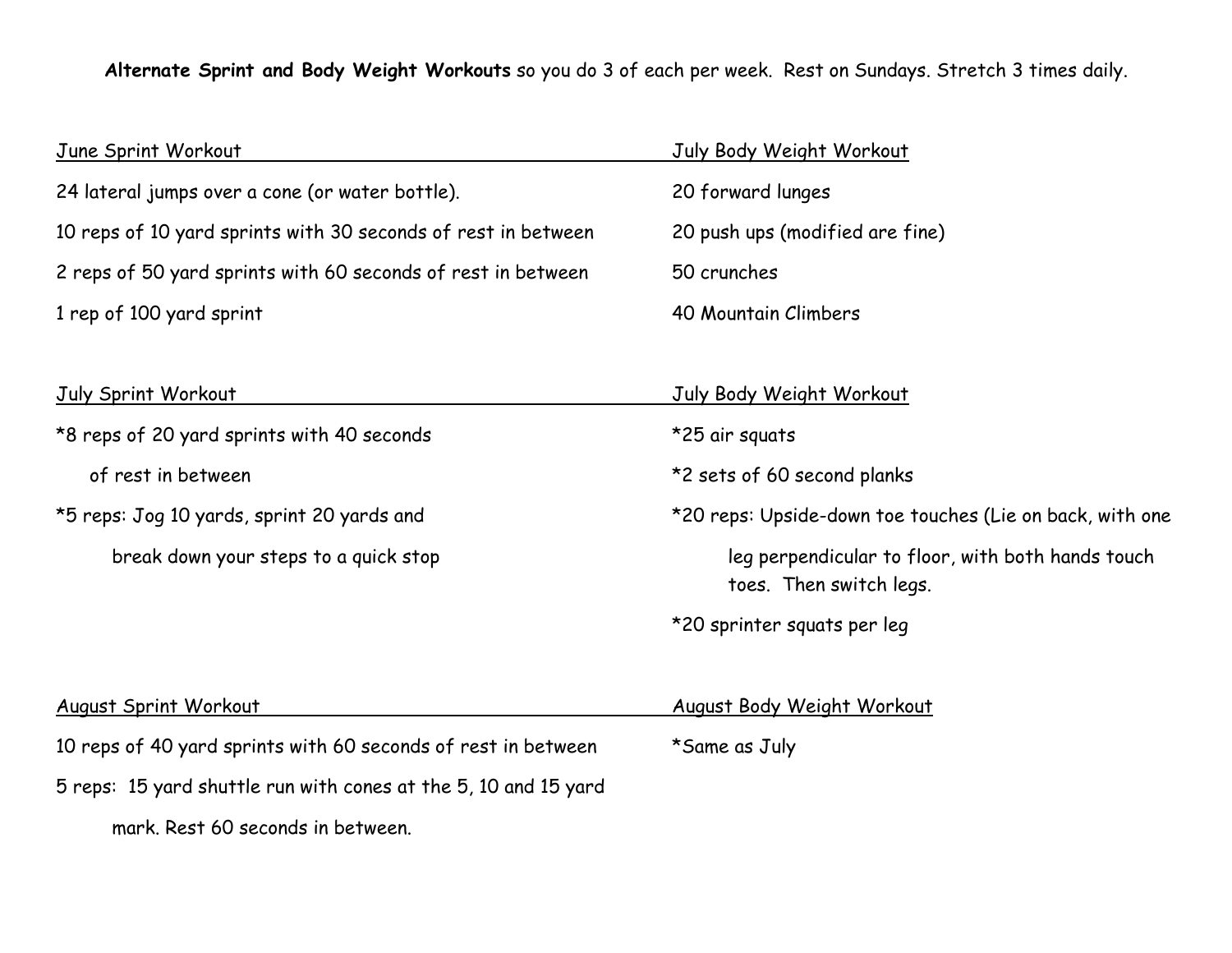**Alternate Sprint and Body Weight Workouts** so you do 3 of each per week. Rest on Sundays. Stretch 3 times daily.

June Sprint Workout

24 lateral jumps over a cone (or water bottle).

10 reps of 10 yard sprints with 30 seconds of rest in between

2 reps of 50 yard sprints with 60 seconds of rest in between

1 rep of 100 yard sprint

July Body Weight Workout

20 forward lunges

20 push ups (modified are fine)

50 crunches

40 Mountain Climbers

July Sprint Workout

*8 reps of 20 yard sprints with 40 seconds of rest in between

*5 reps: Jog 10 yards, sprint 20 yards and break down your steps to a quick stop

July Body Weight Workout

*25 air squats

*2 sets of 60 second planks

*20 reps: Upside-down toe touches (Lie on back, with one leg perpendicular to floor, with both hands touch toes. Then switch legs.

*20 sprinter squats per leg

August Sprint Workout

10 reps of 40 yard sprints with 60 seconds of rest in between

5 reps: 15 yard shuttle run with cones at the 5, 10 and 15 yard mark. Rest 60 seconds in between.

August Body Weight Workout

*Same as July